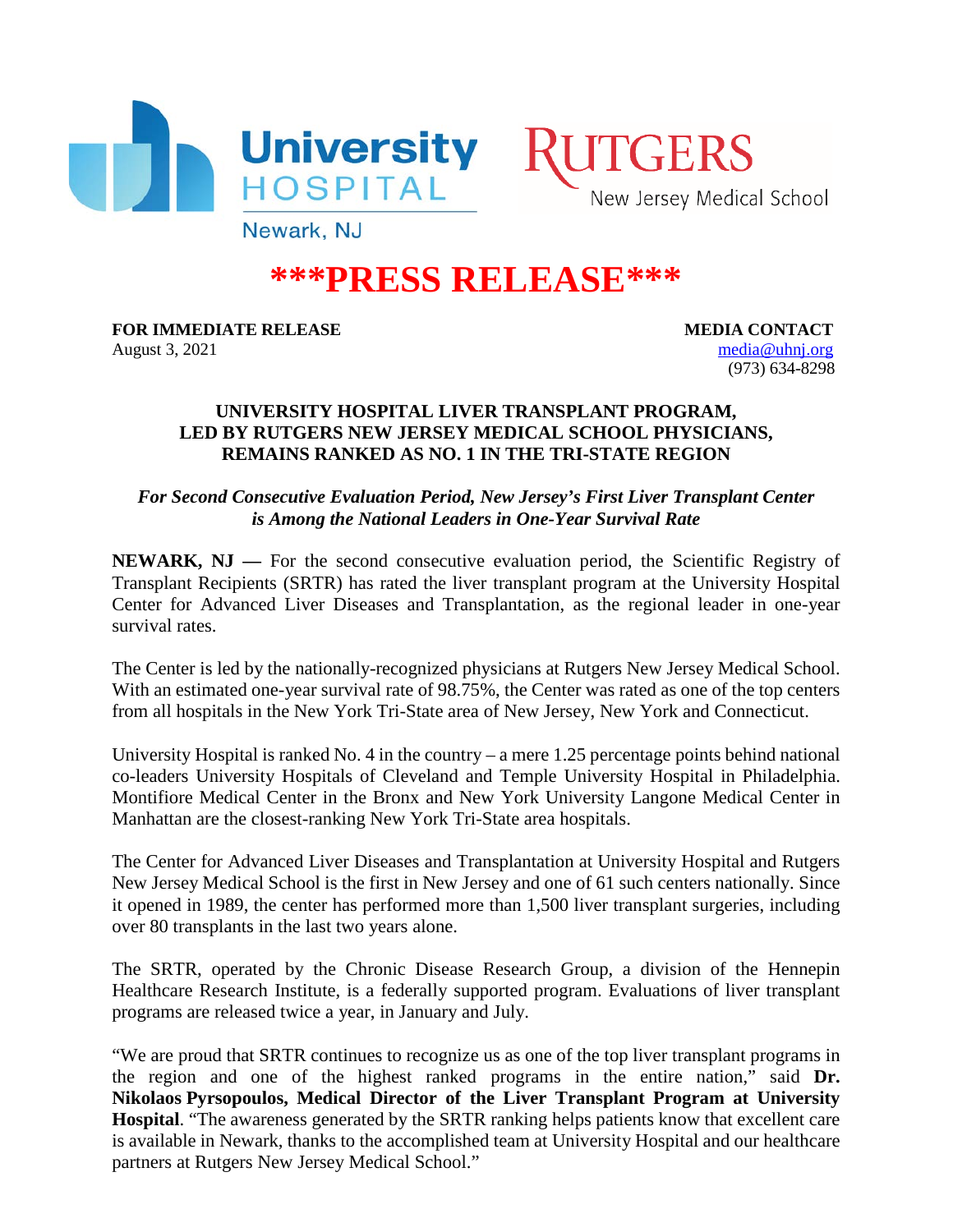University HOSPITAL

Newark, NJ

RUTGERS

New Jersey Medical School

# ***PRESS RELEASE***

**FOR IMMEDIATE RELEASE**
August 3, 2021

**MEDIA CONTACT**
media@uhnj.org
(973) 634-8298

## UNIVERSITY HOSPITAL LIVER TRANSPLANT PROGRAM, LED BY RUTGERS NEW JERSEY MEDICAL SCHOOL PHYSICIANS, REMAINS RANKED AS NO. 1 IN THE TRI-STATE REGION

***For Second Consecutive Evaluation Period, New Jersey's First Liver Transplant Center is Among the National Leaders in One-Year Survival Rate***

**NEWARK, NJ —** For the second consecutive evaluation period, the Scientific Registry of Transplant Recipients (SRTR) has rated the liver transplant program at the University Hospital Center for Advanced Liver Diseases and Transplantation, as the regional leader in one-year survival rates.

The Center is led by the nationally-recognized physicians at Rutgers New Jersey Medical School. With an estimated one-year survival rate of 98.75%, the Center was rated as one of the top centers from all hospitals in the New York Tri-State area of New Jersey, New York and Connecticut.

University Hospital is ranked No. 4 in the country – a mere 1.25 percentage points behind national co-leaders University Hospitals of Cleveland and Temple University Hospital in Philadelphia. Montifiore Medical Center in the Bronx and New York University Langone Medical Center in Manhattan are the closest-ranking New York Tri-State area hospitals.

The Center for Advanced Liver Diseases and Transplantation at University Hospital and Rutgers New Jersey Medical School is the first in New Jersey and one of 61 such centers nationally. Since it opened in 1989, the center has performed more than 1,500 liver transplant surgeries, including over 80 transplants in the last two years alone.

The SRTR, operated by the Chronic Disease Research Group, a division of the Hennepin Healthcare Research Institute, is a federally supported program. Evaluations of liver transplant programs are released twice a year, in January and July.

"We are proud that SRTR continues to recognize us as one of the top liver transplant programs in the region and one of the highest ranked programs in the entire nation," said **Dr. Nikolaos Pyrsopoulos, Medical Director of the Liver Transplant Program at University Hospital**. "The awareness generated by the SRTR ranking helps patients know that excellent care is available in Newark, thanks to the accomplished team at University Hospital and our healthcare partners at Rutgers New Jersey Medical School."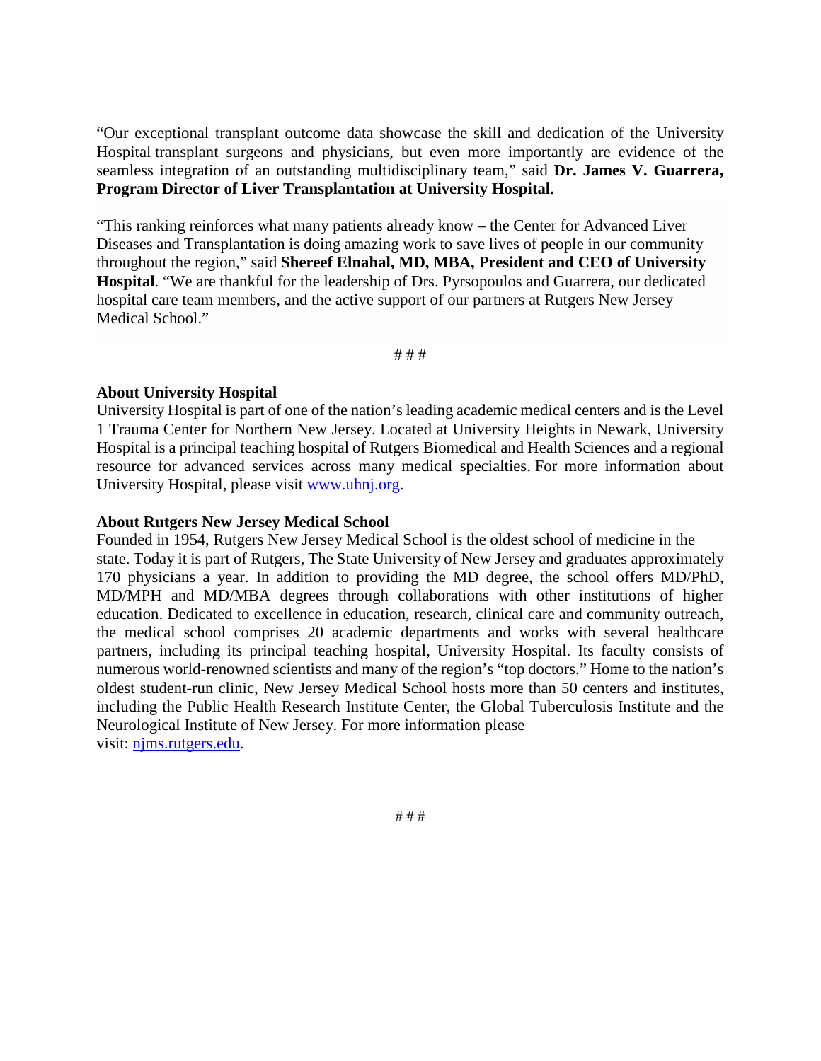"Our exceptional transplant outcome data showcase the skill and dedication of the University Hospital transplant surgeons and physicians, but even more importantly are evidence of the seamless integration of an outstanding multidisciplinary team," said **Dr. James V. Guarrera, Program Director of Liver Transplantation at University Hospital.**

"This ranking reinforces what many patients already know – the Center for Advanced Liver Diseases and Transplantation is doing amazing work to save lives of people in our community throughout the region," said **Shereef Elnahal, MD, MBA, President and CEO of University Hospital**. "We are thankful for the leadership of Drs. Pyrsopoulos and Guarrera, our dedicated hospital care team members, and the active support of our partners at Rutgers New Jersey Medical School."

# # #

**About University Hospital**

University Hospital is part of one of the nation's leading academic medical centers and is the Level 1 Trauma Center for Northern New Jersey. Located at University Heights in Newark, University Hospital is a principal teaching hospital of Rutgers Biomedical and Health Sciences and a regional resource for advanced services across many medical specialties. For more information about University Hospital, please visit [www.uhnj.org](http://www.uhnj.org).

**About Rutgers New Jersey Medical School**

Founded in 1954, Rutgers New Jersey Medical School is the oldest school of medicine in the state. Today it is part of Rutgers, The State University of New Jersey and graduates approximately 170 physicians a year. In addition to providing the MD degree, the school offers MD/PhD, MD/MPH and MD/MBA degrees through collaborations with other institutions of higher education. Dedicated to excellence in education, research, clinical care and community outreach, the medical school comprises 20 academic departments and works with several healthcare partners, including its principal teaching hospital, University Hospital. Its faculty consists of numerous world-renowned scientists and many of the region's "top doctors." Home to the nation's oldest student-run clinic, New Jersey Medical School hosts more than 50 centers and institutes, including the Public Health Research Institute Center, the Global Tuberculosis Institute and the Neurological Institute of New Jersey. For more information please visit: [njms.rutgers.edu](http://njms.rutgers.edu).

# # #